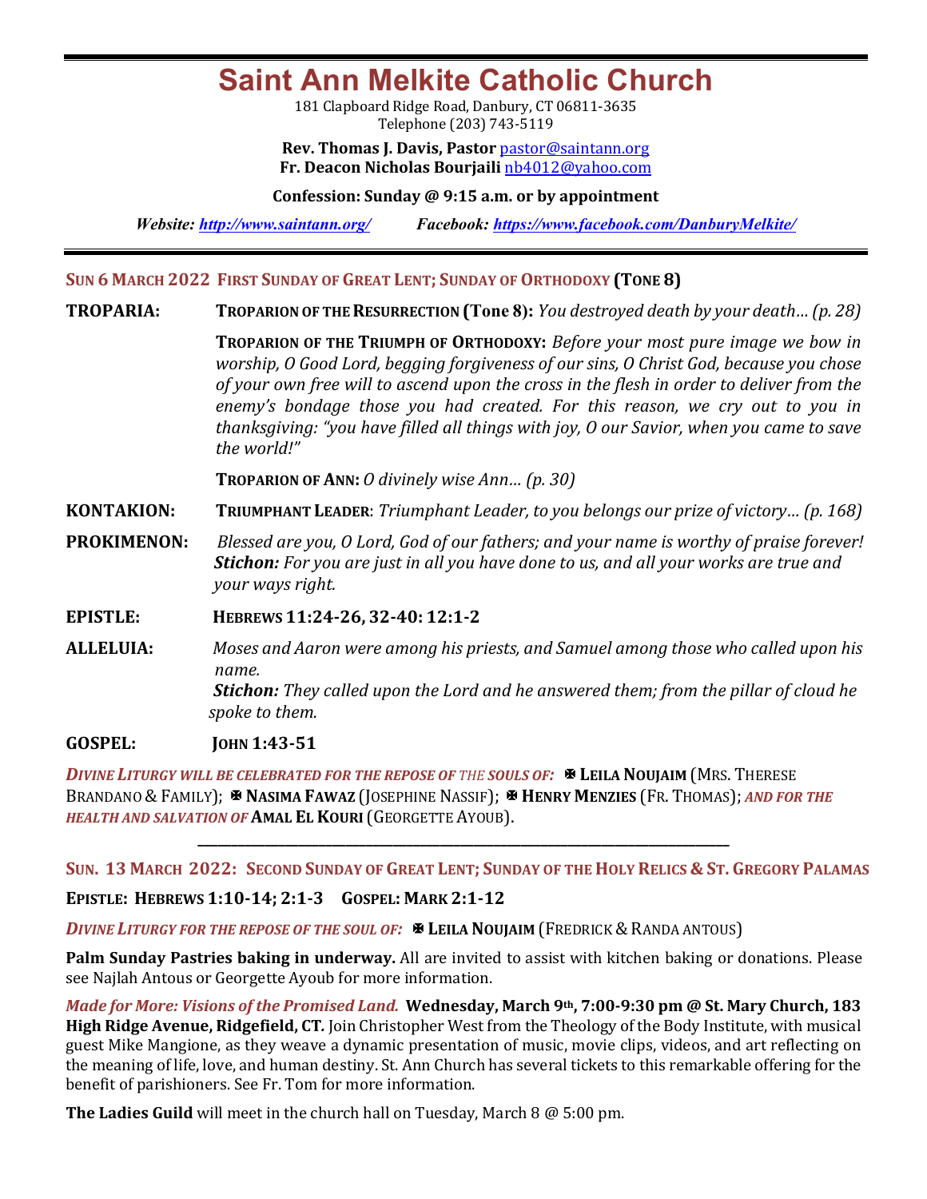# Saint Ann Melkite Catholic Church

181 Clapboard Ridge Road, Danbury, CT 06811-3635
Telephone (203) 743-5119

**Rev. Thomas J. Davis, Pastor** pastor@saintann.org
**Fr. Deacon Nicholas Bourjaili** nb4012@yahoo.com

**Confession: Sunday @ 9:15 a.m. or by appointment**

*Website: http://www.saintann.org/* *Facebook: https://www.facebook.com/DanburyMelkite/*

---

## SUN 6 MARCH 2022 FIRST SUNDAY OF GREAT LENT; SUNDAY OF ORTHODOXY (TONE 8)

**TROPARIA:** **TROPARION OF THE RESURRECTION (Tone 8):** *You destroyed death by your death… (p. 28)*

**TROPARION OF THE TRIUMPH OF ORTHODOXY:** *Before your most pure image we bow in worship, O Good Lord, begging forgiveness of our sins, O Christ God, because you chose of your own free will to ascend upon the cross in the flesh in order to deliver from the enemy's bondage those you had created. For this reason, we cry out to you in thanksgiving: "you have filled all things with joy, O our Savior, when you came to save the world!"*

**TROPARION OF ANN:** *O divinely wise Ann… (p. 30)*

**KONTAKION:** **TRIUMPHANT LEADER**: *Triumphant Leader, to you belongs our prize of victory… (p. 168)*

**PROKIMENON:** *Blessed are you, O Lord, God of our fathers; and your name is worthy of praise forever!*
***Stichon:*** *For you are just in all you have done to us, and all your works are true and your ways right.*

**EPISTLE:** **HEBREWS 11:24-26, 32-40: 12:1-2**

**ALLELUIA:** *Moses and Aaron were among his priests, and Samuel among those who called upon his name.*
***Stichon:*** *They called upon the Lord and he answered them; from the pillar of cloud he spoke to them.*

**GOSPEL:** **JOHN 1:43-51**

*DIVINE LITURGY WILL BE CELEBRATED FOR THE REPOSE OF THE SOULS OF:* ✠ **LEILA NOUJAIM** (MRS. THERESE BRANDANO & FAMILY); ✠ **NASIMA FAWAZ** (JOSEPHINE NASSIF); ✠ **HENRY MENZIES** (FR. THOMAS); *AND FOR THE HEALTH AND SALVATION OF* **AMAL EL KOURI** (GEORGETTE AYOUB).

---

## SUN. 13 MARCH 2022: SECOND SUNDAY OF GREAT LENT; SUNDAY OF THE HOLY RELICS & ST. GREGORY PALAMAS

**EPISTLE: HEBREWS 1:10-14; 2:1-3** **GOSPEL: MARK 2:1-12**

*DIVINE LITURGY FOR THE REPOSE OF THE SOUL OF:* ✠ **LEILA NOUJAIM** (FREDRICK & RANDA ANTOUS)

**Palm Sunday Pastries baking in underway.** All are invited to assist with kitchen baking or donations. Please see Najlah Antous or Georgette Ayoub for more information.

*Made for More: Visions of the Promised Land.* **Wednesday, March 9th, 7:00-9:30 pm @ St. Mary Church, 183 High Ridge Avenue, Ridgefield, CT.** Join Christopher West from the Theology of the Body Institute, with musical guest Mike Mangione, as they weave a dynamic presentation of music, movie clips, videos, and art reflecting on the meaning of life, love, and human destiny. St. Ann Church has several tickets to this remarkable offering for the benefit of parishioners. See Fr. Tom for more information.

**The Ladies Guild** will meet in the church hall on Tuesday, March 8 @ 5:00 pm.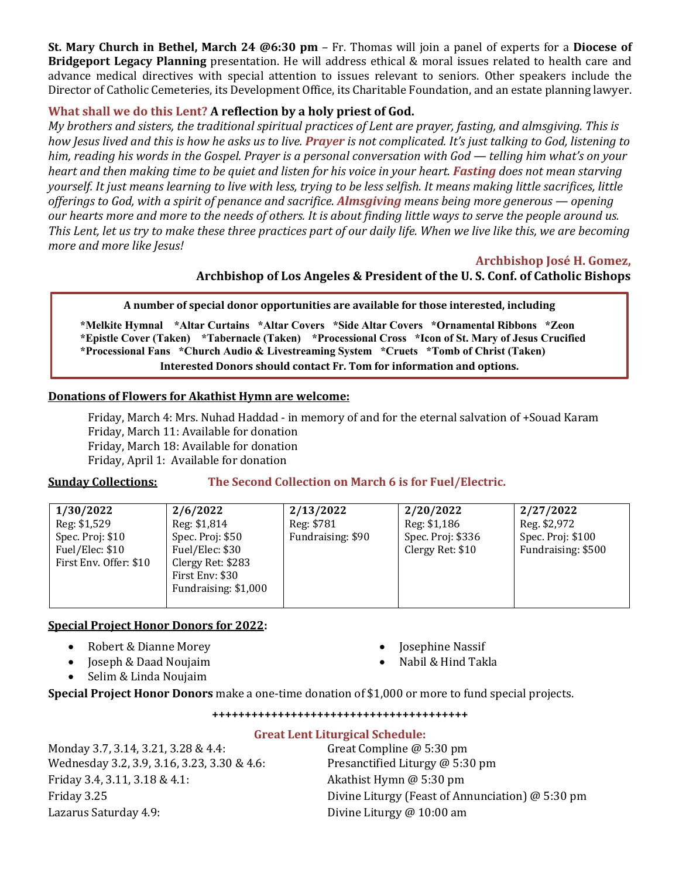**St. Mary Church in Bethel, March 24 @6:30 pm** – Fr. Thomas will join a panel of experts for a **Diocese of Bridgeport Legacy Planning** presentation. He will address ethical & moral issues related to health care and advance medical directives with special attention to issues relevant to seniors. Other speakers include the Director of Catholic Cemeteries, its Development Office, its Charitable Foundation, and an estate planning lawyer.

**What shall we do this Lent? A reflection by a holy priest of God.**

*My brothers and sisters, the traditional spiritual practices of Lent are prayer, fasting, and almsgiving. This is how Jesus lived and this is how he asks us to live.* ***Prayer*** *is not complicated. It's just talking to God, listening to him, reading his words in the Gospel. Prayer is a personal conversation with God — telling him what's on your heart and then making time to be quiet and listen for his voice in your heart.* ***Fasting*** *does not mean starving yourself. It just means learning to live with less, trying to be less selfish. It means making little sacrifices, little offerings to God, with a spirit of penance and sacrifice.* ***Almsgiving*** *means being more generous — opening our hearts more and more to the needs of others. It is about finding little ways to serve the people around us. This Lent, let us try to make these three practices part of our daily life. When we live like this, we are becoming more and more like Jesus!*

**Archbishop José H. Gomez,**
**Archbishop of Los Angeles & President of the U. S. Conf. of Catholic Bishops**

**A number of special donor opportunities are available for those interested, including**

**\*Melkite Hymnal \*Altar Curtains \*Altar Covers \*Side Altar Covers \*Ornamental Ribbons \*Zeon \*Epistle Cover (Taken) \*Tabernacle (Taken) \*Processional Cross \*Icon of St. Mary of Jesus Crucified \*Processional Fans \*Church Audio & Livestreaming System \*Cruets \*Tomb of Christ (Taken)**

**Interested Donors should contact Fr. Tom for information and options.**

**Donations of Flowers for Akathist Hymn are welcome:**

Friday, March 4: Mrs. Nuhad Haddad - in memory of and for the eternal salvation of +Souad Karam
Friday, March 11: Available for donation
Friday, March 18: Available for donation
Friday, April 1: Available for donation

**Sunday Collections:** **The Second Collection on March 6 is for Fuel/Electric.**

| 1/30/2022 | 2/6/2022 | 2/13/2022 | 2/20/2022 | 2/27/2022 |
|---|---|---|---|---|
| Reg: $1,529<br>Spec. Proj: $10<br>Fuel/Elec: $10<br>First Env. Offer: $10 | Reg: $1,814<br>Spec. Proj: $50<br>Fuel/Elec: $30<br>Clergy Ret: $283<br>First Env: $30<br>Fundraising: $1,000 | Reg: $781<br>Fundraising: $90 | Reg: $1,186<br>Spec. Proj: $336<br>Clergy Ret: $10 | Reg. $2,972<br>Spec. Proj: $100<br>Fundraising: $500 |

**Special Project Honor Donors for 2022:**

- Robert & Dianne Morey
- Joseph & Daad Noujaim
- Selim & Linda Noujaim
- Josephine Nassif
- Nabil & Hind Takla

**Special Project Honor Donors** make a one-time donation of $1,000 or more to fund special projects.

++++++++++++++++++++++++++++++++++++++++

**Great Lent Liturgical Schedule:**

| | |
|---|---|
| Monday 3.7, 3.14, 3.21, 3.28 & 4.4: | Great Compline @ 5:30 pm |
| Wednesday 3.2, 3.9, 3.16, 3.23, 3.30 & 4.6: | Presanctified Liturgy @ 5:30 pm |
| Friday 3.4, 3.11, 3.18 & 4.1: | Akathist Hymn @ 5:30 pm |
| Friday 3.25 | Divine Liturgy (Feast of Annunciation) @ 5:30 pm |
| Lazarus Saturday 4.9: | Divine Liturgy @ 10:00 am |